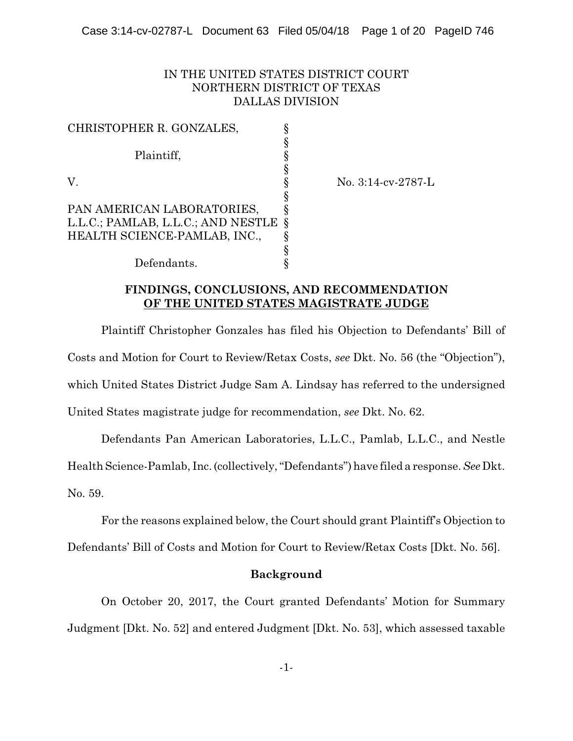IN THE UNITED STATES DISTRICT COURT
NORTHERN DISTRICT OF TEXAS
DALLAS DIVISION

CHRISTOPHER R. GONZALES, §
§
Plaintiff, §
§
V. § No. 3:14-cv-2787-L
§
PAN AMERICAN LABORATORIES, §
L.L.C.; PAMLAB, L.L.C.; AND NESTLE §
HEALTH SCIENCE-PAMLAB, INC., §
§
Defendants. §

## FINDINGS, CONCLUSIONS, AND RECOMMENDATION OF THE UNITED STATES MAGISTRATE JUDGE

Plaintiff Christopher Gonzales has filed his Objection to Defendants' Bill of Costs and Motion for Court to Review/Retax Costs, *see* Dkt. No. 56 (the "Objection"), which United States District Judge Sam A. Lindsay has referred to the undersigned United States magistrate judge for recommendation, *see* Dkt. No. 62.

Defendants Pan American Laboratories, L.L.C., Pamlab, L.L.C., and Nestle Health Science-Pamlab, Inc. (collectively, "Defendants") have filed a response. *See* Dkt. No. 59.

For the reasons explained below, the Court should grant Plaintiff's Objection to Defendants' Bill of Costs and Motion for Court to Review/Retax Costs [Dkt. No. 56].

### Background

On October 20, 2017, the Court granted Defendants' Motion for Summary Judgment [Dkt. No. 52] and entered Judgment [Dkt. No. 53], which assessed taxable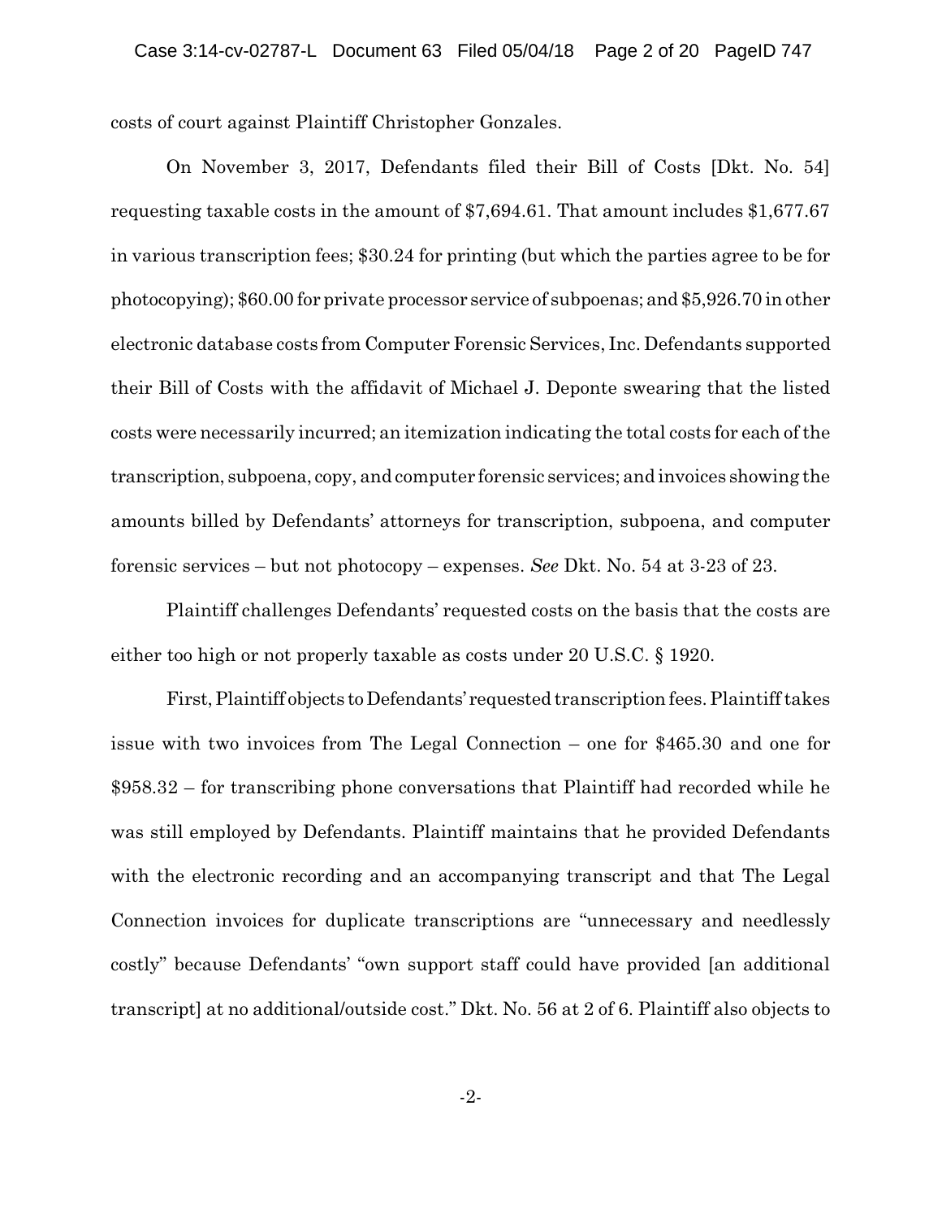costs of court against Plaintiff Christopher Gonzales.

On November 3, 2017, Defendants filed their Bill of Costs [Dkt. No. 54] requesting taxable costs in the amount of $7,694.61. That amount includes $1,677.67 in various transcription fees; $30.24 for printing (but which the parties agree to be for photocopying); $60.00 for private processor service of subpoenas; and $5,926.70 in other electronic database costs from Computer Forensic Services, Inc. Defendants supported their Bill of Costs with the affidavit of Michael J. Deponte swearing that the listed costs were necessarily incurred; an itemization indicating the total costs for each of the transcription, subpoena, copy, and computer forensic services; and invoices showing the amounts billed by Defendants' attorneys for transcription, subpoena, and computer forensic services – but not photocopy – expenses. *See* Dkt. No. 54 at 3-23 of 23.

Plaintiff challenges Defendants' requested costs on the basis that the costs are either too high or not properly taxable as costs under 20 U.S.C. § 1920.

First, Plaintiff objects to Defendants' requested transcription fees. Plaintiff takes issue with two invoices from The Legal Connection – one for $465.30 and one for $958.32 – for transcribing phone conversations that Plaintiff had recorded while he was still employed by Defendants. Plaintiff maintains that he provided Defendants with the electronic recording and an accompanying transcript and that The Legal Connection invoices for duplicate transcriptions are "unnecessary and needlessly costly" because Defendants' "own support staff could have provided [an additional transcript] at no additional/outside cost." Dkt. No. 56 at 2 of 6. Plaintiff also objects to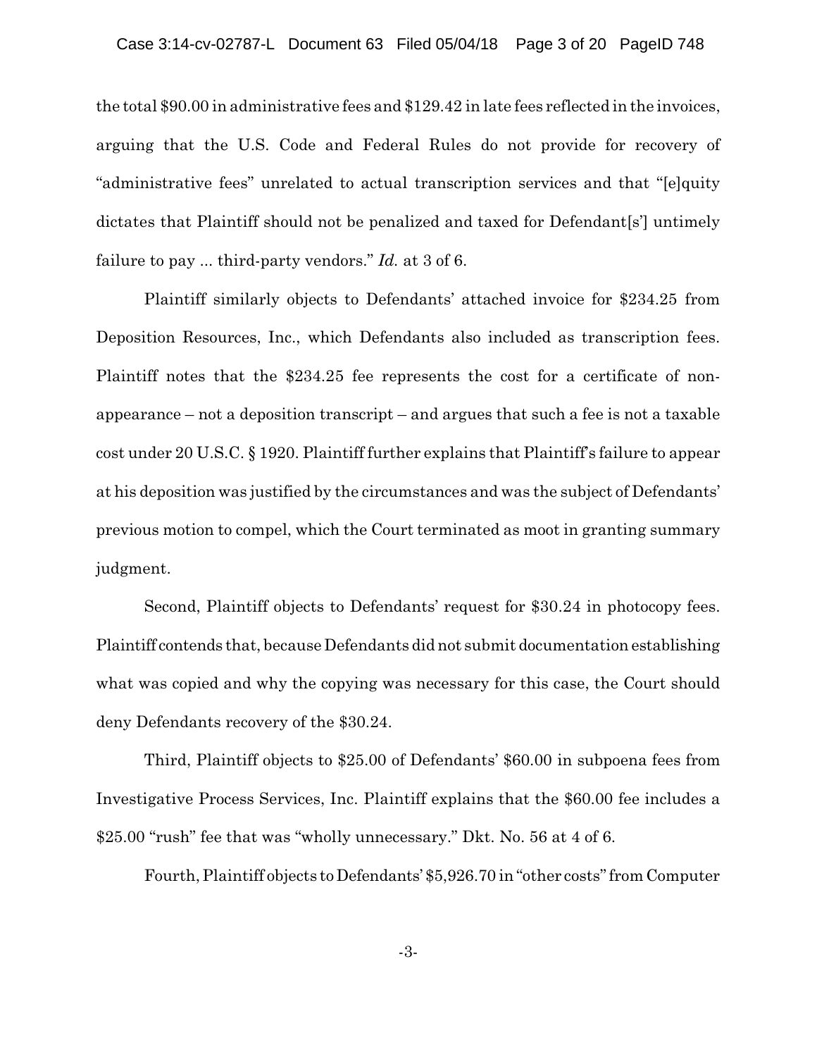the total $90.00 in administrative fees and $129.42 in late fees reflected in the invoices, arguing that the U.S. Code and Federal Rules do not provide for recovery of "administrative fees" unrelated to actual transcription services and that "[e]quity dictates that Plaintiff should not be penalized and taxed for Defendant[s'] untimely failure to pay ... third-party vendors." *Id.* at 3 of 6.

Plaintiff similarly objects to Defendants' attached invoice for $234.25 from Deposition Resources, Inc., which Defendants also included as transcription fees. Plaintiff notes that the $234.25 fee represents the cost for a certificate of non-appearance – not a deposition transcript – and argues that such a fee is not a taxable cost under 20 U.S.C. § 1920. Plaintiff further explains that Plaintiff's failure to appear at his deposition was justified by the circumstances and was the subject of Defendants' previous motion to compel, which the Court terminated as moot in granting summary judgment.

Second, Plaintiff objects to Defendants' request for $30.24 in photocopy fees. Plaintiff contends that, because Defendants did not submit documentation establishing what was copied and why the copying was necessary for this case, the Court should deny Defendants recovery of the $30.24.

Third, Plaintiff objects to $25.00 of Defendants' $60.00 in subpoena fees from Investigative Process Services, Inc. Plaintiff explains that the $60.00 fee includes a $25.00 "rush" fee that was "wholly unnecessary." Dkt. No. 56 at 4 of 6.

Fourth, Plaintiff objects to Defendants' $5,926.70 in "other costs" from Computer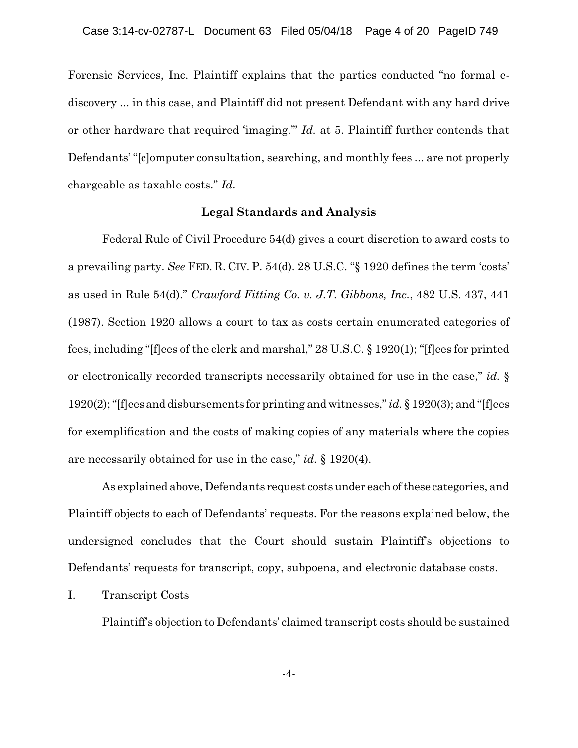Forensic Services, Inc. Plaintiff explains that the parties conducted "no formal e-discovery ... in this case, and Plaintiff did not present Defendant with any hard drive or other hardware that required 'imaging.'" *Id.* at 5. Plaintiff further contends that Defendants' "[c]omputer consultation, searching, and monthly fees ... are not properly chargeable as taxable costs." *Id.*

## Legal Standards and Analysis

Federal Rule of Civil Procedure 54(d) gives a court discretion to award costs to a prevailing party. *See* FED. R. CIV. P. 54(d). 28 U.S.C. "§ 1920 defines the term 'costs' as used in Rule 54(d)." *Crawford Fitting Co. v. J.T. Gibbons, Inc.*, 482 U.S. 437, 441 (1987). Section 1920 allows a court to tax as costs certain enumerated categories of fees, including "[f]ees of the clerk and marshal," 28 U.S.C. § 1920(1); "[f]ees for printed or electronically recorded transcripts necessarily obtained for use in the case," *id.* § 1920(2); "[f]ees and disbursements for printing and witnesses," *id.* § 1920(3); and "[f]ees for exemplification and the costs of making copies of any materials where the copies are necessarily obtained for use in the case," *id.* § 1920(4).

As explained above, Defendants request costs under each of these categories, and Plaintiff objects to each of Defendants' requests. For the reasons explained below, the undersigned concludes that the Court should sustain Plaintiff's objections to Defendants' requests for transcript, copy, subpoena, and electronic database costs.

I. Transcript Costs

Plaintiff's objection to Defendants' claimed transcript costs should be sustained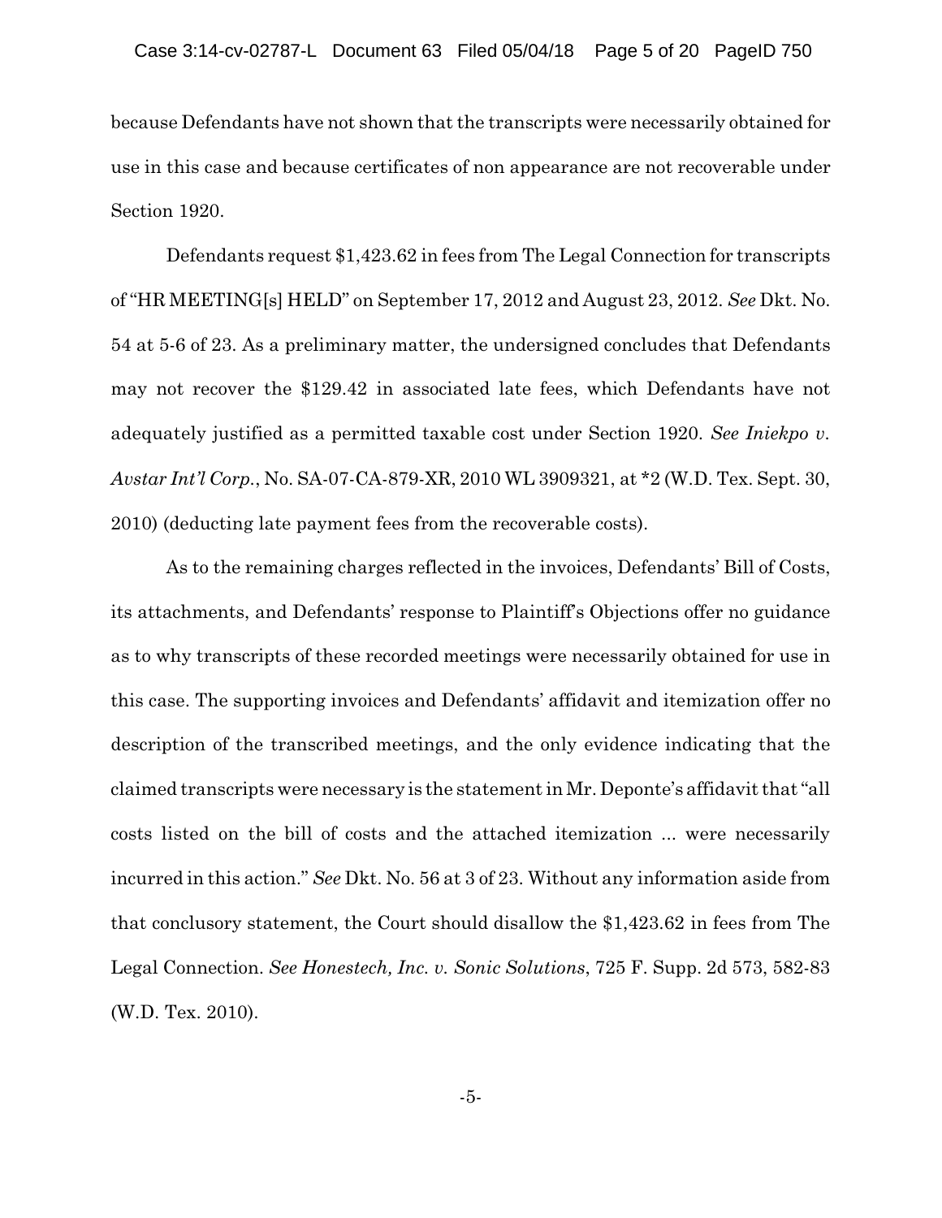because Defendants have not shown that the transcripts were necessarily obtained for use in this case and because certificates of non appearance are not recoverable under Section 1920.

Defendants request $1,423.62 in fees from The Legal Connection for transcripts of "HR MEETING[s] HELD" on September 17, 2012 and August 23, 2012. *See* Dkt. No. 54 at 5-6 of 23. As a preliminary matter, the undersigned concludes that Defendants may not recover the $129.42 in associated late fees, which Defendants have not adequately justified as a permitted taxable cost under Section 1920. *See Iniekpo v. Avstar Int'l Corp.*, No. SA-07-CA-879-XR, 2010 WL 3909321, at *2 (W.D. Tex. Sept. 30, 2010) (deducting late payment fees from the recoverable costs).

As to the remaining charges reflected in the invoices, Defendants' Bill of Costs, its attachments, and Defendants' response to Plaintiff's Objections offer no guidance as to why transcripts of these recorded meetings were necessarily obtained for use in this case. The supporting invoices and Defendants' affidavit and itemization offer no description of the transcribed meetings, and the only evidence indicating that the claimed transcripts were necessary is the statement in Mr. Deponte's affidavit that "all costs listed on the bill of costs and the attached itemization ... were necessarily incurred in this action." *See* Dkt. No. 56 at 3 of 23. Without any information aside from that conclusory statement, the Court should disallow the $1,423.62 in fees from The Legal Connection. *See Honestech, Inc. v. Sonic Solutions*, 725 F. Supp. 2d 573, 582-83 (W.D. Tex. 2010).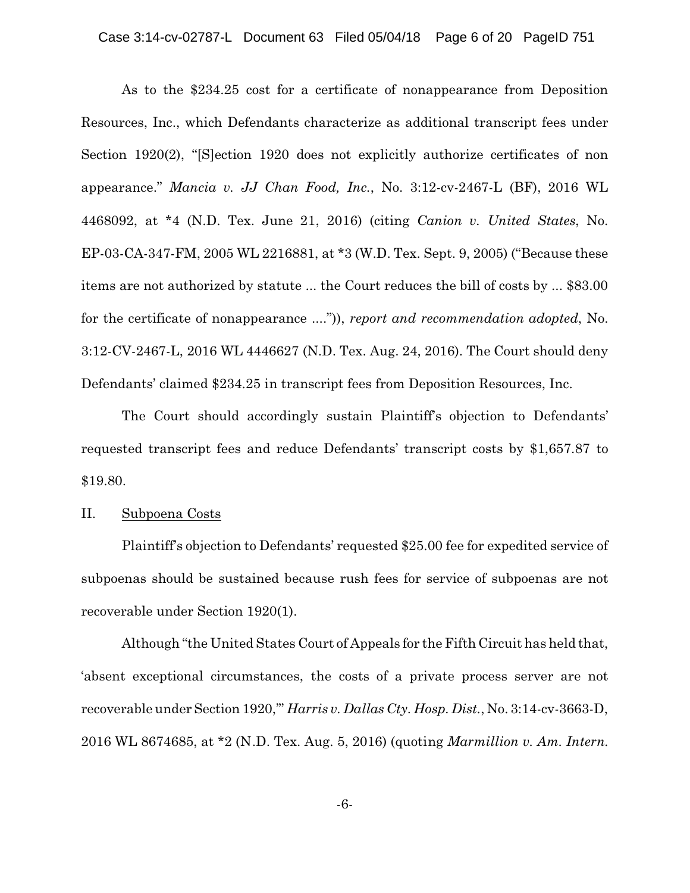As to the $234.25 cost for a certificate of nonappearance from Deposition Resources, Inc., which Defendants characterize as additional transcript fees under Section 1920(2), "[S]ection 1920 does not explicitly authorize certificates of non appearance." *Mancia v. JJ Chan Food, Inc.*, No. 3:12-cv-2467-L (BF), 2016 WL 4468092, at *4 (N.D. Tex. June 21, 2016) (citing *Canion v. United States*, No. EP-03-CA-347-FM, 2005 WL 2216881, at *3 (W.D. Tex. Sept. 9, 2005) ("Because these items are not authorized by statute ... the Court reduces the bill of costs by ... $83.00 for the certificate of nonappearance ....")), *report and recommendation adopted*, No. 3:12-CV-2467-L, 2016 WL 4446627 (N.D. Tex. Aug. 24, 2016). The Court should deny Defendants' claimed $234.25 in transcript fees from Deposition Resources, Inc.

The Court should accordingly sustain Plaintiff's objection to Defendants' requested transcript fees and reduce Defendants' transcript costs by $1,657.87 to $19.80.

II. <u>Subpoena Costs</u>

Plaintiff's objection to Defendants' requested $25.00 fee for expedited service of subpoenas should be sustained because rush fees for service of subpoenas are not recoverable under Section 1920(1).

Although "the United States Court of Appeals for the Fifth Circuit has held that, 'absent exceptional circumstances, the costs of a private process server are not recoverable under Section 1920,'" *Harris v. Dallas Cty. Hosp. Dist.*, No. 3:14-cv-3663-D, 2016 WL 8674685, at *2 (N.D. Tex. Aug. 5, 2016) (quoting *Marmillion v. Am. Intern.*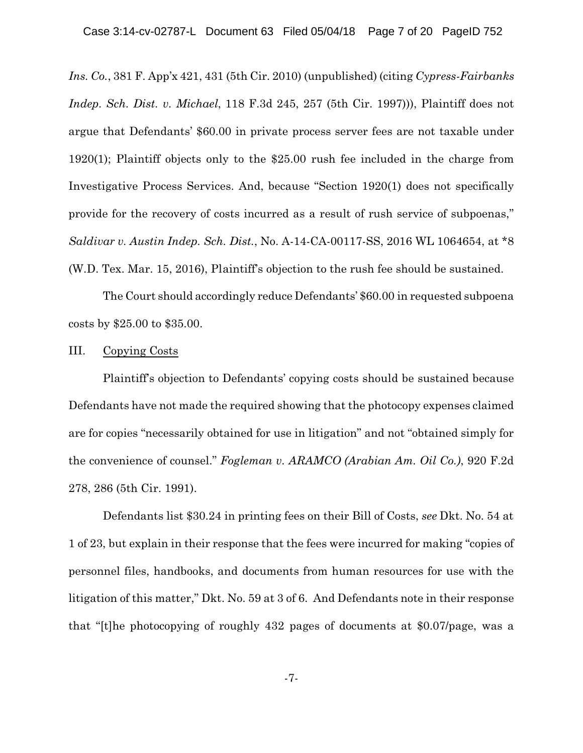*Ins. Co.*, 381 F. App'x 421, 431 (5th Cir. 2010) (unpublished) (citing *Cypress-Fairbanks Indep. Sch. Dist. v. Michael*, 118 F.3d 245, 257 (5th Cir. 1997))), Plaintiff does not argue that Defendants' $60.00 in private process server fees are not taxable under 1920(1); Plaintiff objects only to the $25.00 rush fee included in the charge from Investigative Process Services. And, because "Section 1920(1) does not specifically provide for the recovery of costs incurred as a result of rush service of subpoenas," *Saldivar v. Austin Indep. Sch. Dist.*, No. A-14-CA-00117-SS, 2016 WL 1064654, at *8 (W.D. Tex. Mar. 15, 2016), Plaintiff's objection to the rush fee should be sustained.

The Court should accordingly reduce Defendants' $60.00 in requested subpoena costs by $25.00 to $35.00.

III. Copying Costs

Plaintiff's objection to Defendants' copying costs should be sustained because Defendants have not made the required showing that the photocopy expenses claimed are for copies "necessarily obtained for use in litigation" and not "obtained simply for the convenience of counsel." *Fogleman v. ARAMCO (Arabian Am. Oil Co.)*, 920 F.2d 278, 286 (5th Cir. 1991).

Defendants list $30.24 in printing fees on their Bill of Costs, *see* Dkt. No. 54 at 1 of 23, but explain in their response that the fees were incurred for making "copies of personnel files, handbooks, and documents from human resources for use with the litigation of this matter," Dkt. No. 59 at 3 of 6. And Defendants note in their response that "[t]he photocopying of roughly 432 pages of documents at $0.07/page, was a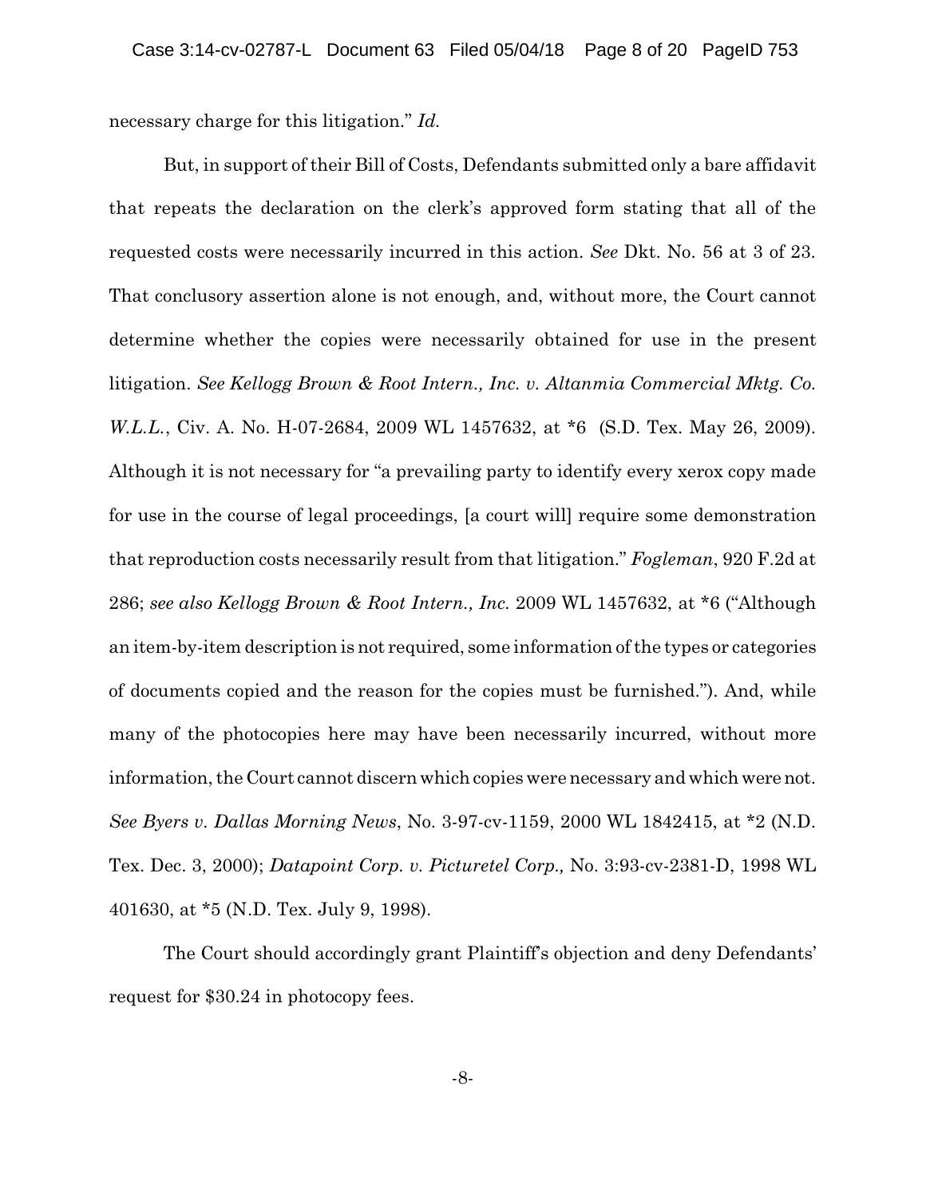necessary charge for this litigation." *Id.*

But, in support of their Bill of Costs, Defendants submitted only a bare affidavit that repeats the declaration on the clerk's approved form stating that all of the requested costs were necessarily incurred in this action. *See* Dkt. No. 56 at 3 of 23. That conclusory assertion alone is not enough, and, without more, the Court cannot determine whether the copies were necessarily obtained for use in the present litigation. *See Kellogg Brown & Root Intern., Inc. v. Altanmia Commercial Mktg. Co. W.L.L.*, Civ. A. No. H-07-2684, 2009 WL 1457632, at *6 (S.D. Tex. May 26, 2009). Although it is not necessary for "a prevailing party to identify every xerox copy made for use in the course of legal proceedings, [a court will] require some demonstration that reproduction costs necessarily result from that litigation." *Fogleman*, 920 F.2d at 286; *see also Kellogg Brown & Root Intern., Inc.* 2009 WL 1457632, at *6 ("Although an item-by-item description is not required, some information of the types or categories of documents copied and the reason for the copies must be furnished."). And, while many of the photocopies here may have been necessarily incurred, without more information, the Court cannot discern which copies were necessary and which were not. *See Byers v. Dallas Morning News*, No. 3-97-cv-1159, 2000 WL 1842415, at *2 (N.D. Tex. Dec. 3, 2000); *Datapoint Corp. v. Picturetel Corp.,* No. 3:93-cv-2381-D, 1998 WL 401630, at *5 (N.D. Tex. July 9, 1998).

The Court should accordingly grant Plaintiff's objection and deny Defendants' request for $30.24 in photocopy fees.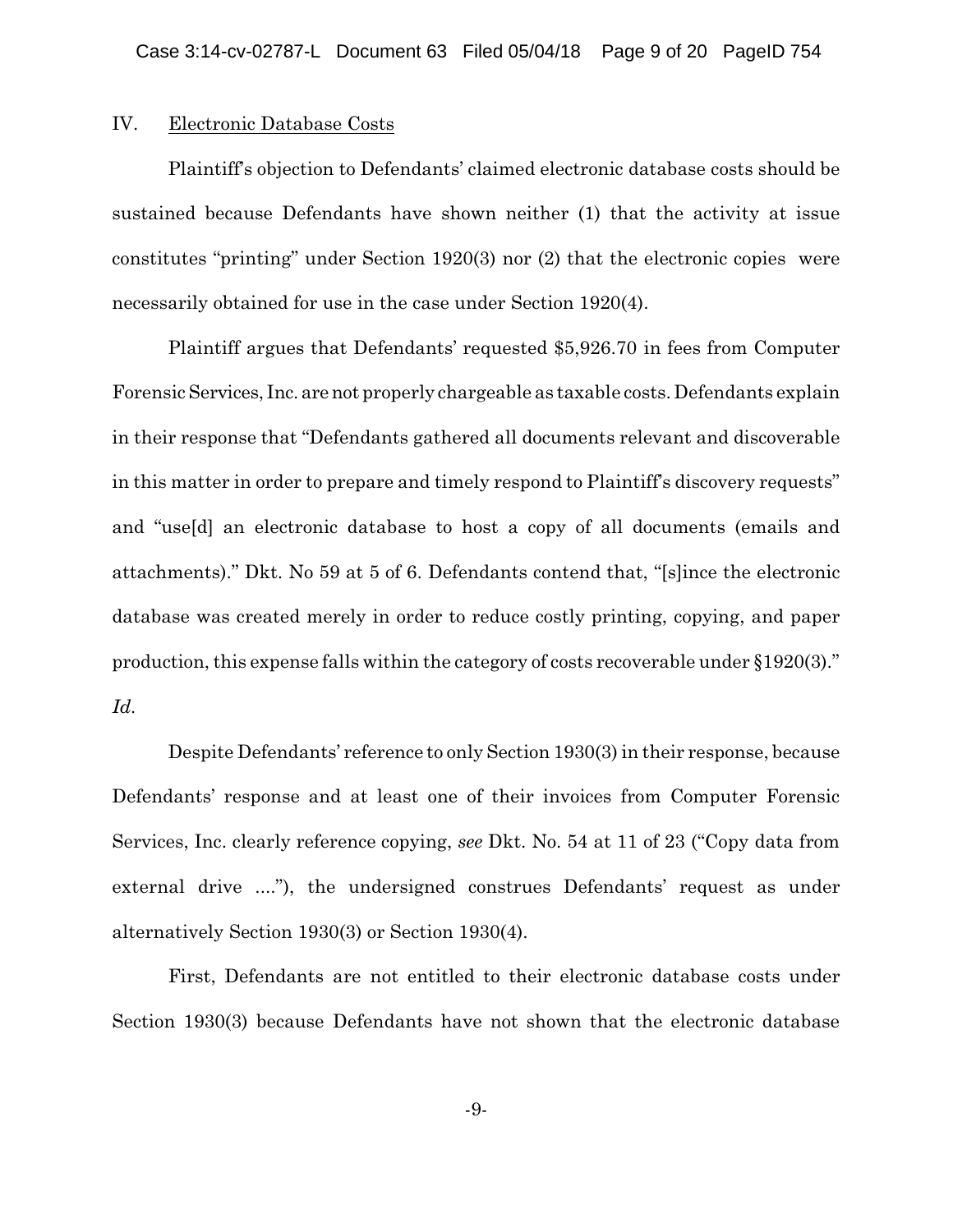## IV. Electronic Database Costs

Plaintiff's objection to Defendants' claimed electronic database costs should be sustained because Defendants have shown neither (1) that the activity at issue constitutes "printing" under Section 1920(3) nor (2) that the electronic copies were necessarily obtained for use in the case under Section 1920(4).

Plaintiff argues that Defendants' requested $5,926.70 in fees from Computer Forensic Services, Inc. are not properly chargeable as taxable costs. Defendants explain in their response that "Defendants gathered all documents relevant and discoverable in this matter in order to prepare and timely respond to Plaintiff's discovery requests" and "use[d] an electronic database to host a copy of all documents (emails and attachments)." Dkt. No 59 at 5 of 6. Defendants contend that, "[s]ince the electronic database was created merely in order to reduce costly printing, copying, and paper production, this expense falls within the category of costs recoverable under §1920(3)." *Id.*

Despite Defendants' reference to only Section 1930(3) in their response, because Defendants' response and at least one of their invoices from Computer Forensic Services, Inc. clearly reference copying, *see* Dkt. No. 54 at 11 of 23 ("Copy data from external drive ...."), the undersigned construes Defendants' request as under alternatively Section 1930(3) or Section 1930(4).

First, Defendants are not entitled to their electronic database costs under Section 1930(3) because Defendants have not shown that the electronic database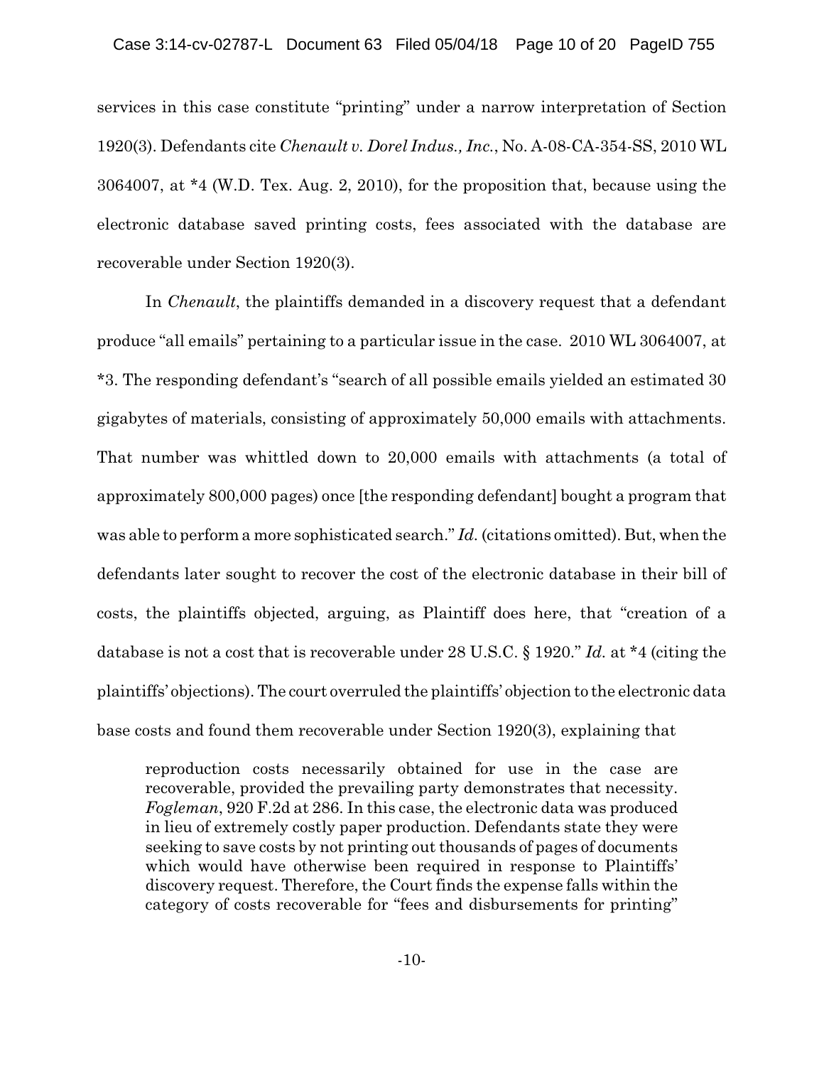services in this case constitute "printing" under a narrow interpretation of Section 1920(3). Defendants cite *Chenault v. Dorel Indus., Inc.*, No. A-08-CA-354-SS, 2010 WL 3064007, at *4 (W.D. Tex. Aug. 2, 2010), for the proposition that, because using the electronic database saved printing costs, fees associated with the database are recoverable under Section 1920(3).

In *Chenault*, the plaintiffs demanded in a discovery request that a defendant produce "all emails" pertaining to a particular issue in the case. 2010 WL 3064007, at *3. The responding defendant's "search of all possible emails yielded an estimated 30 gigabytes of materials, consisting of approximately 50,000 emails with attachments. That number was whittled down to 20,000 emails with attachments (a total of approximately 800,000 pages) once [the responding defendant] bought a program that was able to perform a more sophisticated search." *Id.* (citations omitted). But, when the defendants later sought to recover the cost of the electronic database in their bill of costs, the plaintiffs objected, arguing, as Plaintiff does here, that "creation of a database is not a cost that is recoverable under 28 U.S.C. § 1920." *Id.* at *4 (citing the plaintiffs' objections). The court overruled the plaintiffs' objection to the electronic data base costs and found them recoverable under Section 1920(3), explaining that

> reproduction costs necessarily obtained for use in the case are recoverable, provided the prevailing party demonstrates that necessity. *Fogleman*, 920 F.2d at 286. In this case, the electronic data was produced in lieu of extremely costly paper production. Defendants state they were seeking to save costs by not printing out thousands of pages of documents which would have otherwise been required in response to Plaintiffs' discovery request. Therefore, the Court finds the expense falls within the category of costs recoverable for "fees and disbursements for printing"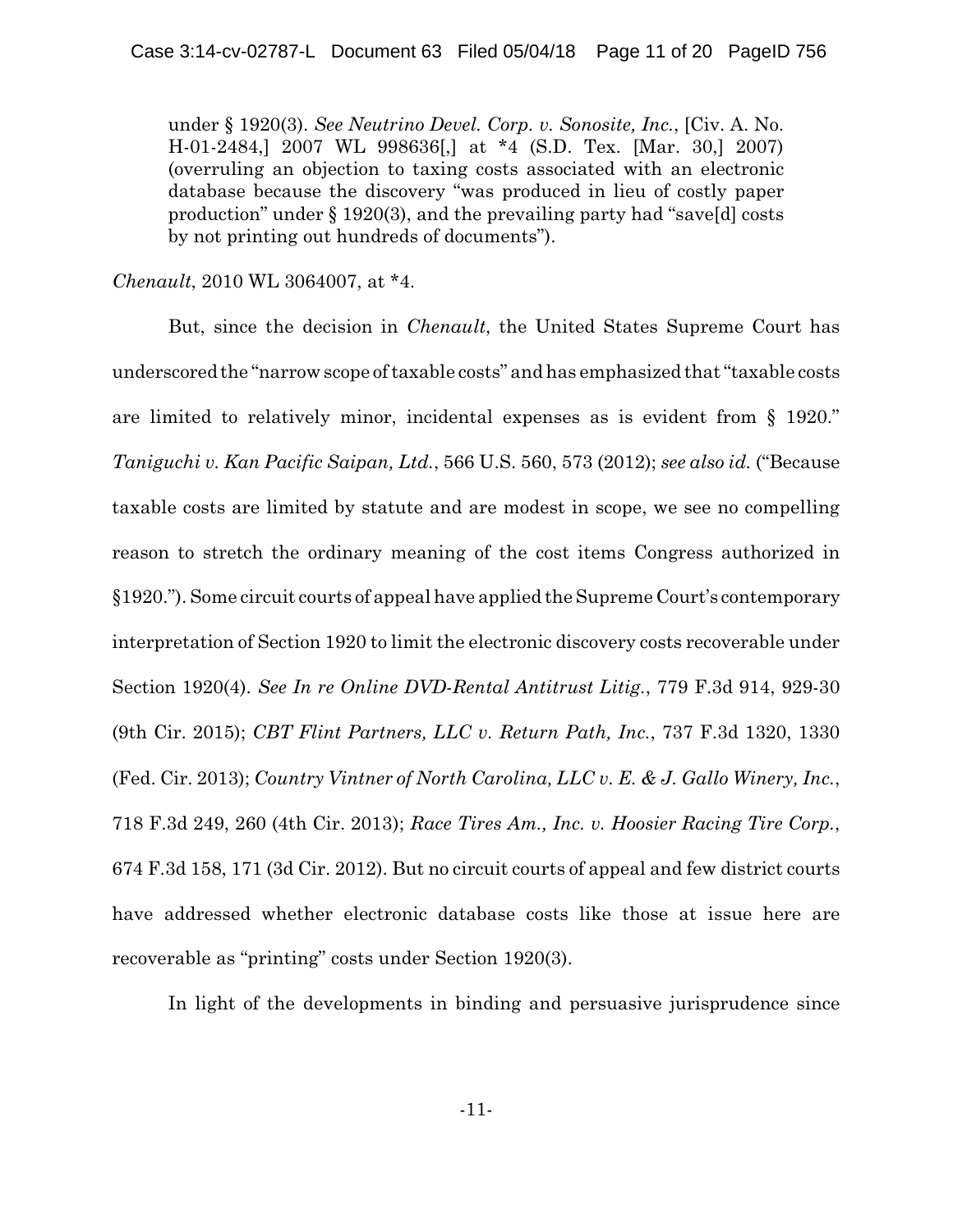under § 1920(3). *See Neutrino Devel. Corp. v. Sonosite, Inc.*, [Civ. A. No. H-01-2484,] 2007 WL 998636[,] at *4 (S.D. Tex. [Mar. 30,] 2007) (overruling an objection to taxing costs associated with an electronic database because the discovery "was produced in lieu of costly paper production" under § 1920(3), and the prevailing party had "save[d] costs by not printing out hundreds of documents").

*Chenault*, 2010 WL 3064007, at *4.

But, since the decision in *Chenault*, the United States Supreme Court has underscored the "narrow scope of taxable costs" and has emphasized that "taxable costs are limited to relatively minor, incidental expenses as is evident from § 1920." *Taniguchi v. Kan Pacific Saipan, Ltd.*, 566 U.S. 560, 573 (2012); *see also id.* ("Because taxable costs are limited by statute and are modest in scope, we see no compelling reason to stretch the ordinary meaning of the cost items Congress authorized in §1920."). Some circuit courts of appeal have applied the Supreme Court's contemporary interpretation of Section 1920 to limit the electronic discovery costs recoverable under Section 1920(4). *See In re Online DVD-Rental Antitrust Litig.*, 779 F.3d 914, 929-30 (9th Cir. 2015); *CBT Flint Partners, LLC v. Return Path, Inc.*, 737 F.3d 1320, 1330 (Fed. Cir. 2013); *Country Vintner of North Carolina, LLC v. E. & J. Gallo Winery, Inc.*, 718 F.3d 249, 260 (4th Cir. 2013); *Race Tires Am., Inc. v. Hoosier Racing Tire Corp.*, 674 F.3d 158, 171 (3d Cir. 2012). But no circuit courts of appeal and few district courts have addressed whether electronic database costs like those at issue here are recoverable as "printing" costs under Section 1920(3).

In light of the developments in binding and persuasive jurisprudence since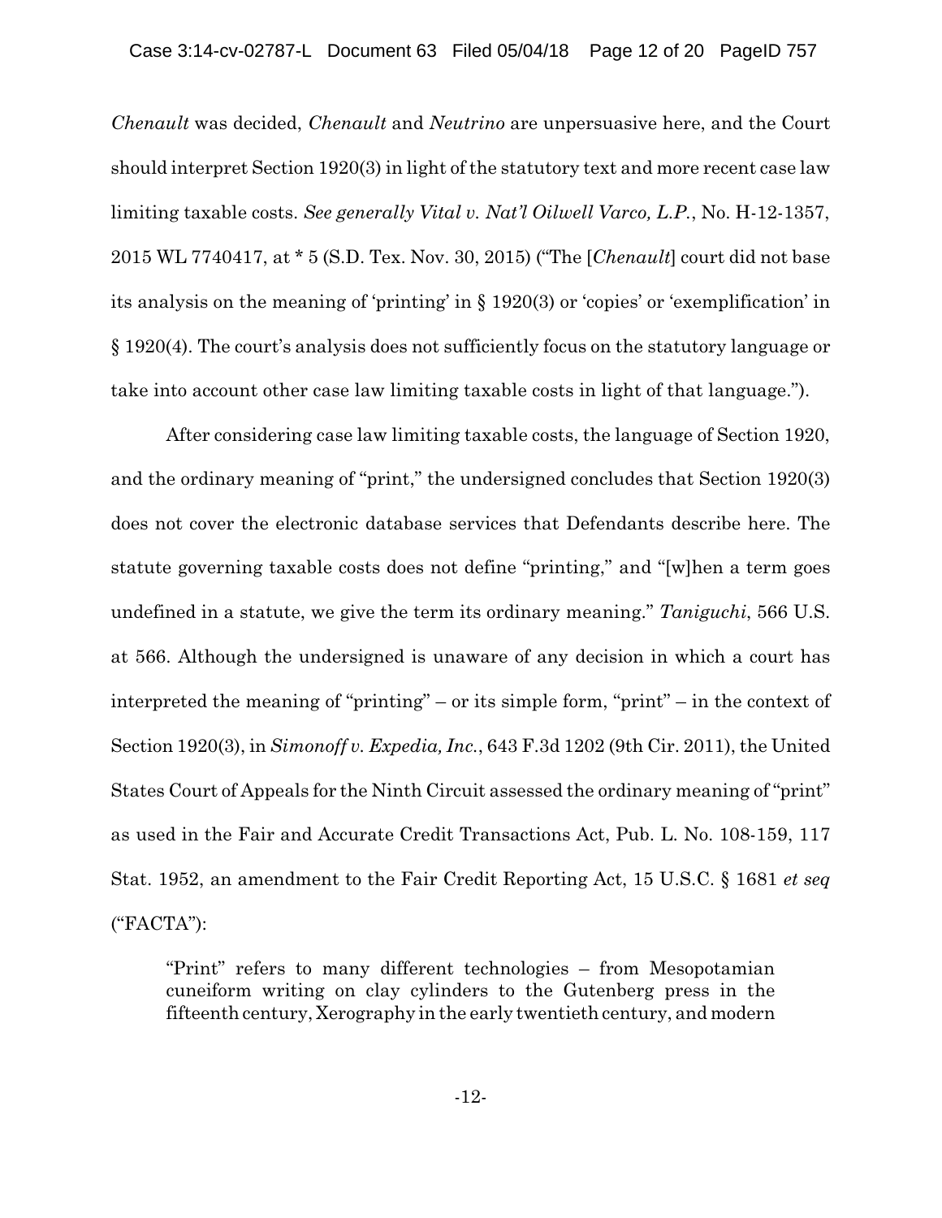*Chenault* was decided, *Chenault* and *Neutrino* are unpersuasive here, and the Court should interpret Section 1920(3) in light of the statutory text and more recent case law limiting taxable costs. *See generally Vital v. Nat'l Oilwell Varco, L.P.*, No. H-12-1357, 2015 WL 7740417, at * 5 (S.D. Tex. Nov. 30, 2015) ("The [*Chenault*] court did not base its analysis on the meaning of 'printing' in § 1920(3) or 'copies' or 'exemplification' in § 1920(4). The court's analysis does not sufficiently focus on the statutory language or take into account other case law limiting taxable costs in light of that language.").

After considering case law limiting taxable costs, the language of Section 1920, and the ordinary meaning of "print," the undersigned concludes that Section 1920(3) does not cover the electronic database services that Defendants describe here. The statute governing taxable costs does not define "printing," and "[w]hen a term goes undefined in a statute, we give the term its ordinary meaning." *Taniguchi*, 566 U.S. at 566. Although the undersigned is unaware of any decision in which a court has interpreted the meaning of "printing" – or its simple form, "print" – in the context of Section 1920(3), in *Simonoff v. Expedia, Inc.*, 643 F.3d 1202 (9th Cir. 2011), the United States Court of Appeals for the Ninth Circuit assessed the ordinary meaning of "print" as used in the Fair and Accurate Credit Transactions Act, Pub. L. No. 108-159, 117 Stat. 1952, an amendment to the Fair Credit Reporting Act, 15 U.S.C. § 1681 *et seq* ("FACTA"):

> "Print" refers to many different technologies – from Mesopotamian cuneiform writing on clay cylinders to the Gutenberg press in the fifteenth century, Xerography in the early twentieth century, and modern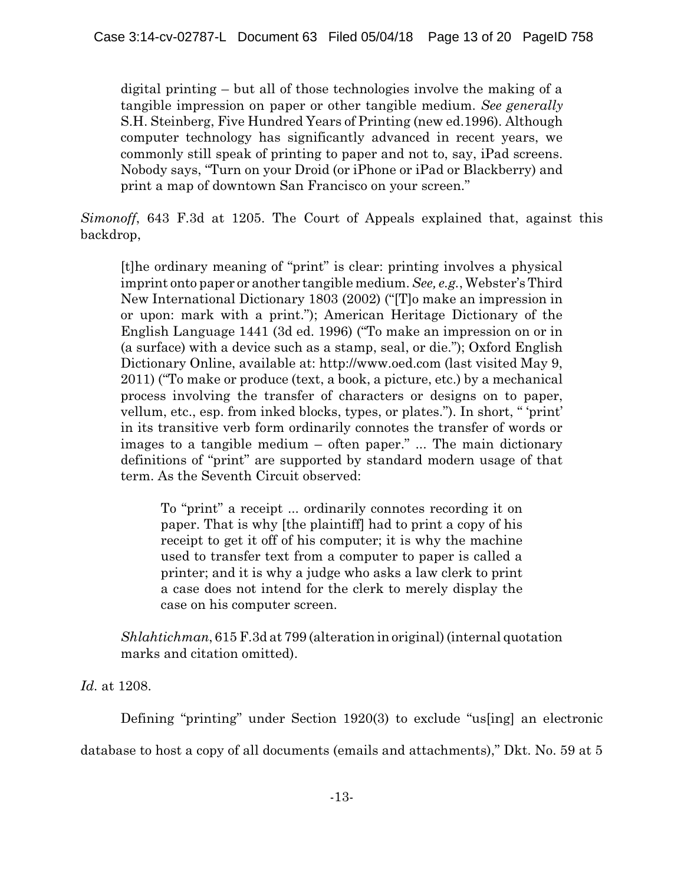> digital printing – but all of those technologies involve the making of a tangible impression on paper or other tangible medium. *See generally* S.H. Steinberg, Five Hundred Years of Printing (new ed.1996). Although computer technology has significantly advanced in recent years, we commonly still speak of printing to paper and not to, say, iPad screens. Nobody says, "Turn on your Droid (or iPhone or iPad or Blackberry) and print a map of downtown San Francisco on your screen."

*Simonoff*, 643 F.3d at 1205. The Court of Appeals explained that, against this backdrop,

> [t]he ordinary meaning of "print" is clear: printing involves a physical imprint onto paper or another tangible medium. *See, e.g.*, Webster's Third New International Dictionary 1803 (2002) ("[T]o make an impression in or upon: mark with a print."); American Heritage Dictionary of the English Language 1441 (3d ed. 1996) ("To make an impression on or in (a surface) with a device such as a stamp, seal, or die."); Oxford English Dictionary Online, available at: http://www.oed.com (last visited May 9, 2011) ("To make or produce (text, a book, a picture, etc.) by a mechanical process involving the transfer of characters or designs on to paper, vellum, etc., esp. from inked blocks, types, or plates."). In short, " 'print' in its transitive verb form ordinarily connotes the transfer of words or images to a tangible medium – often paper." ... The main dictionary definitions of "print" are supported by standard modern usage of that term. As the Seventh Circuit observed:
>
> > To "print" a receipt ... ordinarily connotes recording it on paper. That is why [the plaintiff] had to print a copy of his receipt to get it off of his computer; it is why the machine used to transfer text from a computer to paper is called a printer; and it is why a judge who asks a law clerk to print a case does not intend for the clerk to merely display the case on his computer screen.
>
> *Shlahtichman*, 615 F.3d at 799 (alteration in original) (internal quotation marks and citation omitted).

*Id.* at 1208.

Defining "printing" under Section 1920(3) to exclude "us[ing] an electronic database to host a copy of all documents (emails and attachments)," Dkt. No. 59 at 5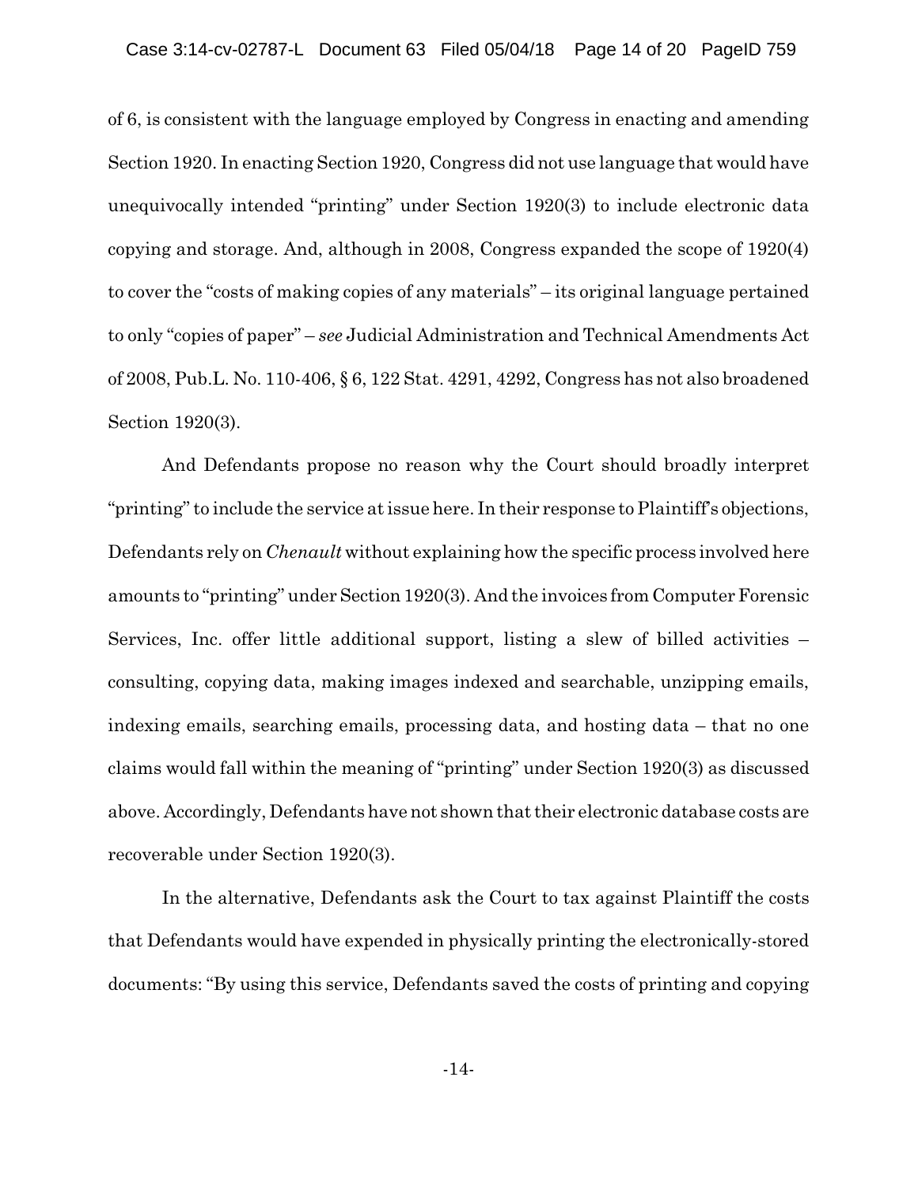of 6, is consistent with the language employed by Congress in enacting and amending Section 1920. In enacting Section 1920, Congress did not use language that would have unequivocally intended "printing" under Section 1920(3) to include electronic data copying and storage. And, although in 2008, Congress expanded the scope of 1920(4) to cover the "costs of making copies of any materials" – its original language pertained to only "copies of paper" – *see* Judicial Administration and Technical Amendments Act of 2008, Pub.L. No. 110-406, § 6, 122 Stat. 4291, 4292, Congress has not also broadened Section 1920(3).

And Defendants propose no reason why the Court should broadly interpret "printing" to include the service at issue here. In their response to Plaintiff's objections, Defendants rely on *Chenault* without explaining how the specific process involved here amounts to "printing" under Section 1920(3). And the invoices from Computer Forensic Services, Inc. offer little additional support, listing a slew of billed activities – consulting, copying data, making images indexed and searchable, unzipping emails, indexing emails, searching emails, processing data, and hosting data – that no one claims would fall within the meaning of "printing" under Section 1920(3) as discussed above. Accordingly, Defendants have not shown that their electronic database costs are recoverable under Section 1920(3).

In the alternative, Defendants ask the Court to tax against Plaintiff the costs that Defendants would have expended in physically printing the electronically-stored documents: "By using this service, Defendants saved the costs of printing and copying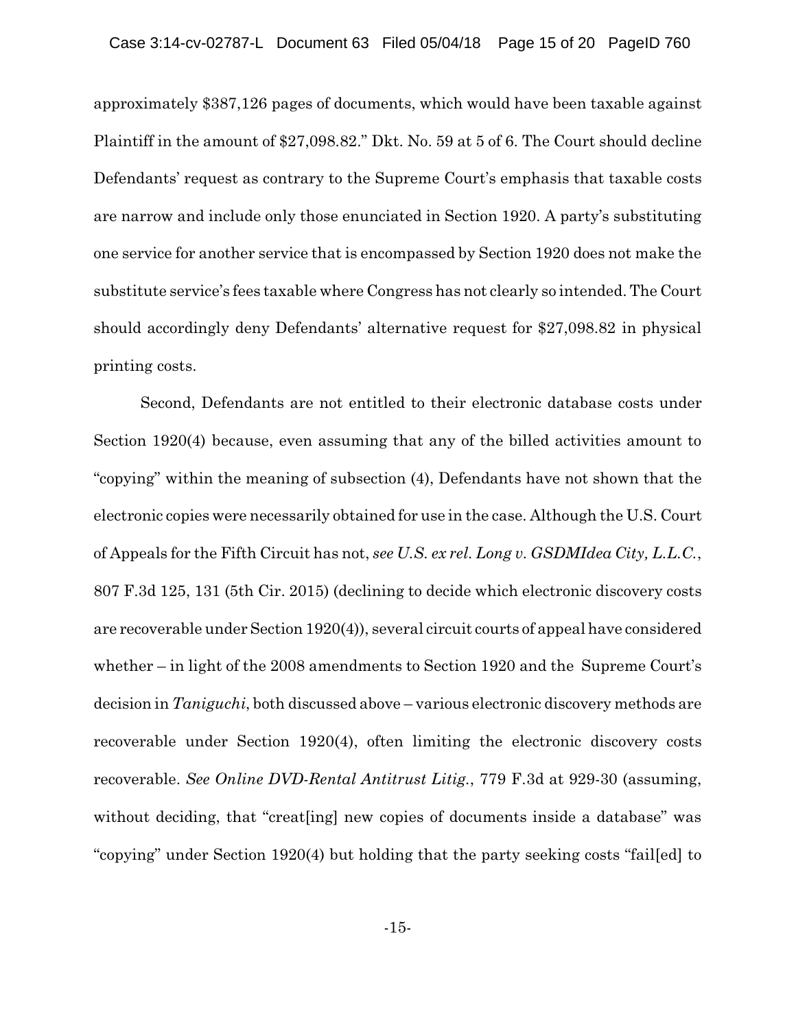approximately $387,126 pages of documents, which would have been taxable against Plaintiff in the amount of $27,098.82." Dkt. No. 59 at 5 of 6. The Court should decline Defendants' request as contrary to the Supreme Court's emphasis that taxable costs are narrow and include only those enunciated in Section 1920. A party's substituting one service for another service that is encompassed by Section 1920 does not make the substitute service's fees taxable where Congress has not clearly so intended. The Court should accordingly deny Defendants' alternative request for $27,098.82 in physical printing costs.

Second, Defendants are not entitled to their electronic database costs under Section 1920(4) because, even assuming that any of the billed activities amount to "copying" within the meaning of subsection (4), Defendants have not shown that the electronic copies were necessarily obtained for use in the case. Although the U.S. Court of Appeals for the Fifth Circuit has not, *see U.S. ex rel. Long v. GSDMIdea City, L.L.C.*, 807 F.3d 125, 131 (5th Cir. 2015) (declining to decide which electronic discovery costs are recoverable under Section 1920(4)), several circuit courts of appeal have considered whether – in light of the 2008 amendments to Section 1920 and the Supreme Court's decision in *Taniguchi*, both discussed above – various electronic discovery methods are recoverable under Section 1920(4), often limiting the electronic discovery costs recoverable. *See Online DVD-Rental Antitrust Litig.*, 779 F.3d at 929-30 (assuming, without deciding, that "creat[ing] new copies of documents inside a database" was "copying" under Section 1920(4) but holding that the party seeking costs "fail[ed] to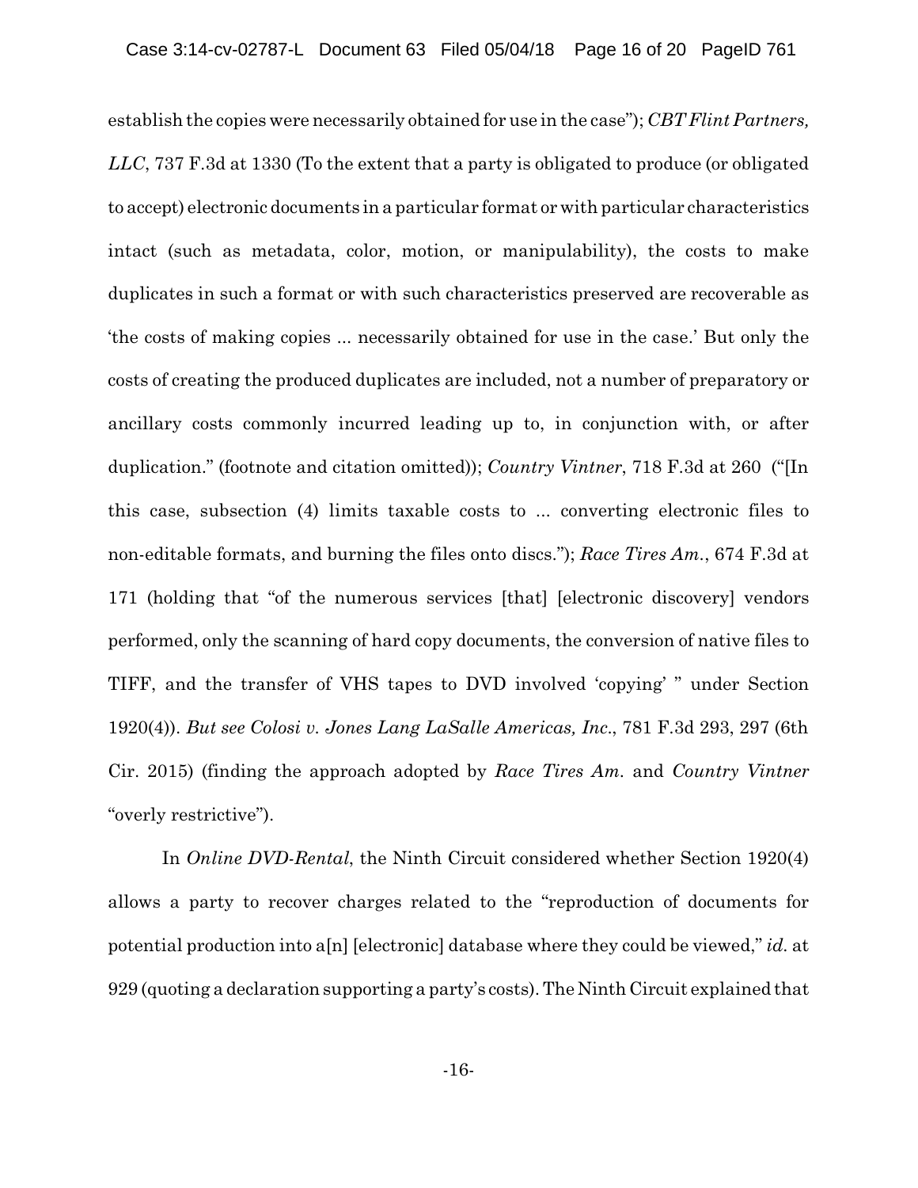establish the copies were necessarily obtained for use in the case"); *CBT Flint Partners, LLC*, 737 F.3d at 1330 (To the extent that a party is obligated to produce (or obligated to accept) electronic documents in a particular format or with particular characteristics intact (such as metadata, color, motion, or manipulability), the costs to make duplicates in such a format or with such characteristics preserved are recoverable as 'the costs of making copies ... necessarily obtained for use in the case.' But only the costs of creating the produced duplicates are included, not a number of preparatory or ancillary costs commonly incurred leading up to, in conjunction with, or after duplication." (footnote and citation omitted)); *Country Vintner*, 718 F.3d at 260 ("[In this case, subsection (4) limits taxable costs to ... converting electronic files to non-editable formats, and burning the files onto discs."); *Race Tires Am.*, 674 F.3d at 171 (holding that "of the numerous services [that] [electronic discovery] vendors performed, only the scanning of hard copy documents, the conversion of native files to TIFF, and the transfer of VHS tapes to DVD involved 'copying' " under Section 1920(4)). *But see Colosi v. Jones Lang LaSalle Americas, Inc.*, 781 F.3d 293, 297 (6th Cir. 2015) (finding the approach adopted by *Race Tires Am.* and *Country Vintner* "overly restrictive").

In *Online DVD-Rental*, the Ninth Circuit considered whether Section 1920(4) allows a party to recover charges related to the "reproduction of documents for potential production into a[n] [electronic] database where they could be viewed," *id.* at 929 (quoting a declaration supporting a party's costs). The Ninth Circuit explained that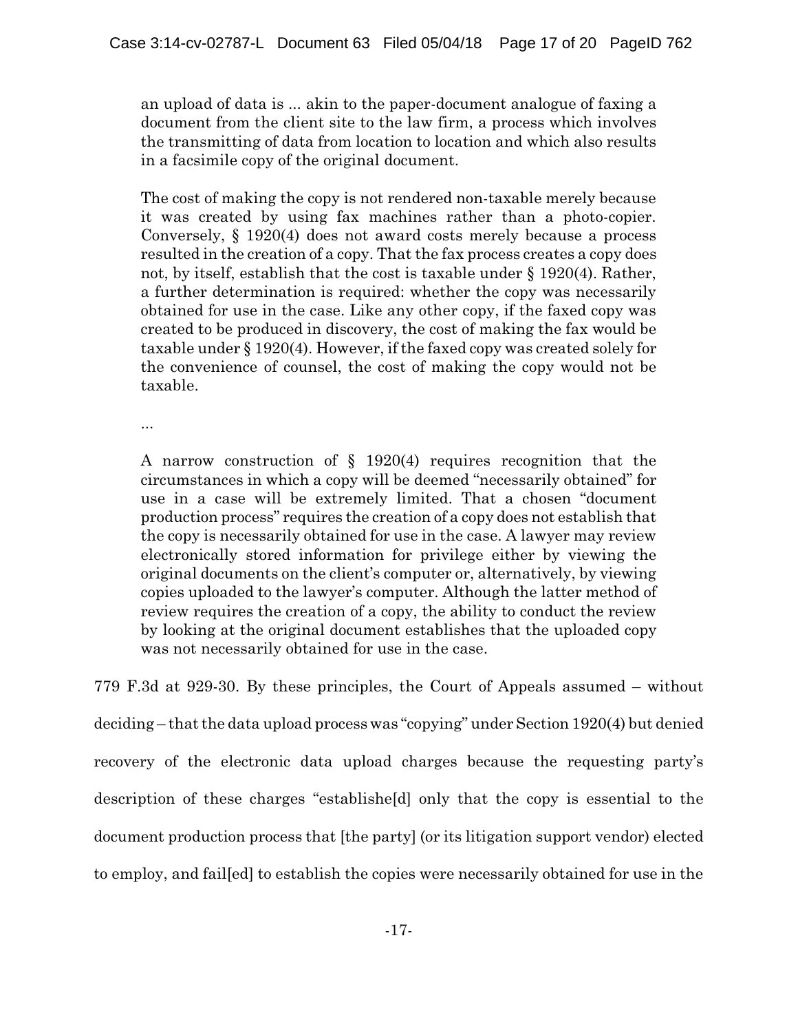> an upload of data is ... akin to the paper-document analogue of faxing a document from the client site to the law firm, a process which involves the transmitting of data from location to location and which also results in a facsimile copy of the original document.
>
> The cost of making the copy is not rendered non-taxable merely because it was created by using fax machines rather than a photo-copier. Conversely, § 1920(4) does not award costs merely because a process resulted in the creation of a copy. That the fax process creates a copy does not, by itself, establish that the cost is taxable under § 1920(4). Rather, a further determination is required: whether the copy was necessarily obtained for use in the case. Like any other copy, if the faxed copy was created to be produced in discovery, the cost of making the fax would be taxable under § 1920(4). However, if the faxed copy was created solely for the convenience of counsel, the cost of making the copy would not be taxable.
>
> ...
>
> A narrow construction of § 1920(4) requires recognition that the circumstances in which a copy will be deemed "necessarily obtained" for use in a case will be extremely limited. That a chosen "document production process" requires the creation of a copy does not establish that the copy is necessarily obtained for use in the case. A lawyer may review electronically stored information for privilege either by viewing the original documents on the client's computer or, alternatively, by viewing copies uploaded to the lawyer's computer. Although the latter method of review requires the creation of a copy, the ability to conduct the review by looking at the original document establishes that the uploaded copy was not necessarily obtained for use in the case.

779 F.3d at 929-30. By these principles, the Court of Appeals assumed – without deciding – that the data upload process was "copying" under Section 1920(4) but denied recovery of the electronic data upload charges because the requesting party's description of these charges "establishe[d] only that the copy is essential to the document production process that [the party] (or its litigation support vendor) elected to employ, and fail[ed] to establish the copies were necessarily obtained for use in the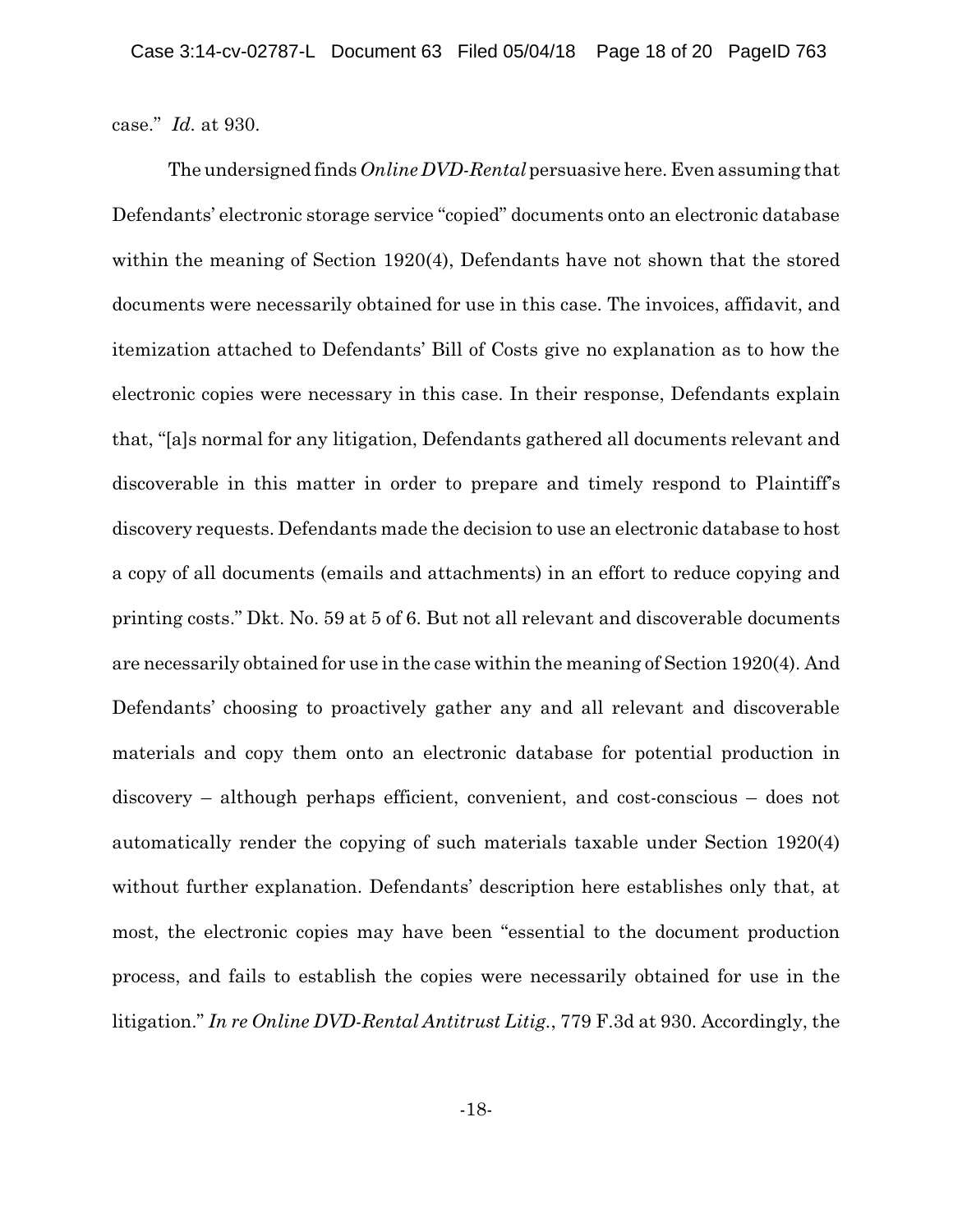case." *Id.* at 930.

The undersigned finds *Online DVD-Rental* persuasive here. Even assuming that Defendants' electronic storage service "copied" documents onto an electronic database within the meaning of Section 1920(4), Defendants have not shown that the stored documents were necessarily obtained for use in this case. The invoices, affidavit, and itemization attached to Defendants' Bill of Costs give no explanation as to how the electronic copies were necessary in this case. In their response, Defendants explain that, "[a]s normal for any litigation, Defendants gathered all documents relevant and discoverable in this matter in order to prepare and timely respond to Plaintiff's discovery requests. Defendants made the decision to use an electronic database to host a copy of all documents (emails and attachments) in an effort to reduce copying and printing costs." Dkt. No. 59 at 5 of 6. But not all relevant and discoverable documents are necessarily obtained for use in the case within the meaning of Section 1920(4). And Defendants' choosing to proactively gather any and all relevant and discoverable materials and copy them onto an electronic database for potential production in discovery – although perhaps efficient, convenient, and cost-conscious – does not automatically render the copying of such materials taxable under Section 1920(4) without further explanation. Defendants' description here establishes only that, at most, the electronic copies may have been "essential to the document production process, and fails to establish the copies were necessarily obtained for use in the litigation." *In re Online DVD-Rental Antitrust Litig.*, 779 F.3d at 930. Accordingly, the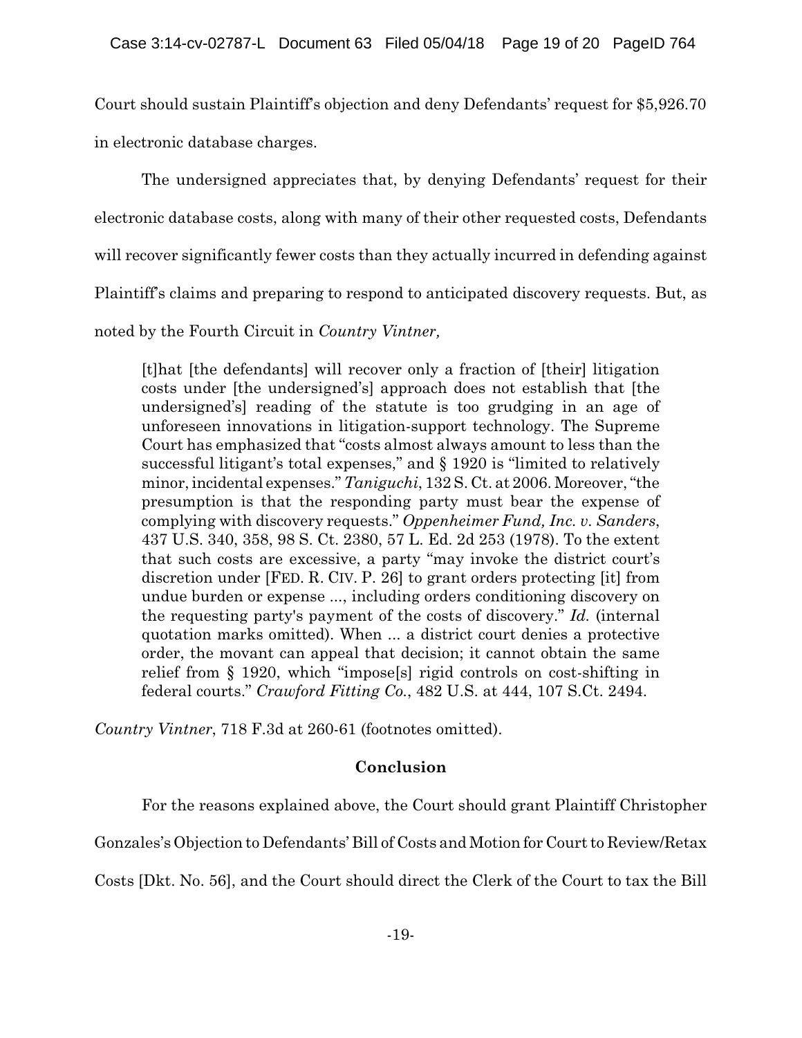Court should sustain Plaintiff's objection and deny Defendants' request for $5,926.70 in electronic database charges.

The undersigned appreciates that, by denying Defendants' request for their electronic database costs, along with many of their other requested costs, Defendants will recover significantly fewer costs than they actually incurred in defending against Plaintiff's claims and preparing to respond to anticipated discovery requests. But, as noted by the Fourth Circuit in *Country Vintner,*

> [t]hat [the defendants] will recover only a fraction of [their] litigation costs under [the undersigned's] approach does not establish that [the undersigned's] reading of the statute is too grudging in an age of unforeseen innovations in litigation-support technology. The Supreme Court has emphasized that "costs almost always amount to less than the successful litigant's total expenses," and § 1920 is "limited to relatively minor, incidental expenses." *Taniguchi*, 132 S. Ct. at 2006. Moreover, "the presumption is that the responding party must bear the expense of complying with discovery requests." *Oppenheimer Fund, Inc. v. Sanders*, 437 U.S. 340, 358, 98 S. Ct. 2380, 57 L. Ed. 2d 253 (1978). To the extent that such costs are excessive, a party "may invoke the district court's discretion under [FED. R. CIV. P. 26] to grant orders protecting [it] from undue burden or expense ..., including orders conditioning discovery on the requesting party's payment of the costs of discovery." *Id.* (internal quotation marks omitted). When ... a district court denies a protective order, the movant can appeal that decision; it cannot obtain the same relief from § 1920, which "impose[s] rigid controls on cost-shifting in federal courts." *Crawford Fitting Co.*, 482 U.S. at 444, 107 S.Ct. 2494.

*Country Vintner*, 718 F.3d at 260-61 (footnotes omitted).

## Conclusion

For the reasons explained above, the Court should grant Plaintiff Christopher Gonzales's Objection to Defendants' Bill of Costs and Motion for Court to Review/Retax Costs [Dkt. No. 56], and the Court should direct the Clerk of the Court to tax the Bill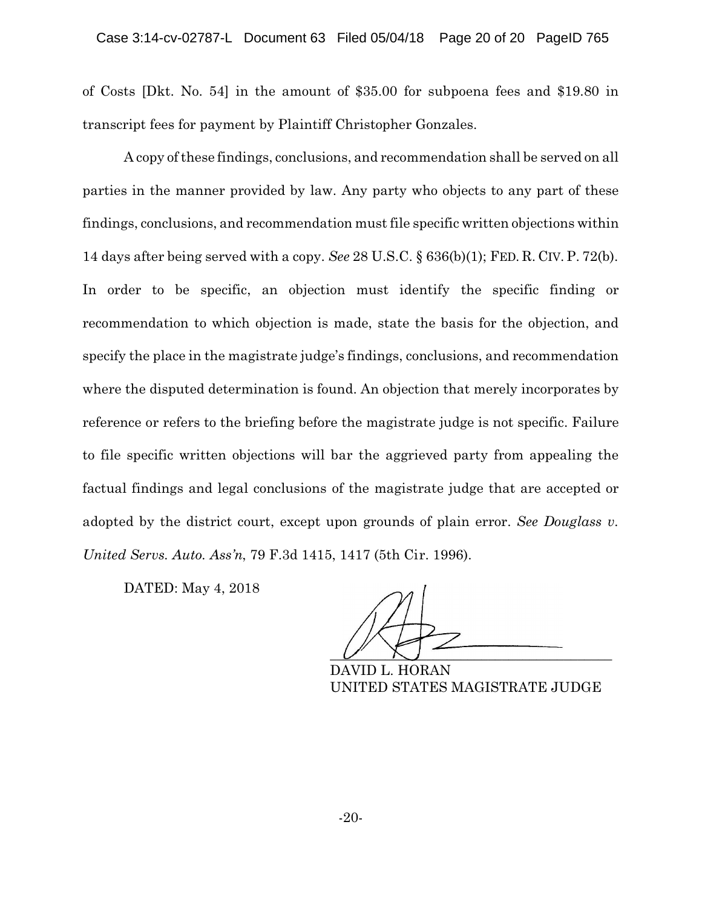of Costs [Dkt. No. 54] in the amount of $35.00 for subpoena fees and $19.80 in transcript fees for payment by Plaintiff Christopher Gonzales.

A copy of these findings, conclusions, and recommendation shall be served on all parties in the manner provided by law. Any party who objects to any part of these findings, conclusions, and recommendation must file specific written objections within 14 days after being served with a copy. *See* 28 U.S.C. § 636(b)(1); FED. R. CIV. P. 72(b). In order to be specific, an objection must identify the specific finding or recommendation to which objection is made, state the basis for the objection, and specify the place in the magistrate judge's findings, conclusions, and recommendation where the disputed determination is found. An objection that merely incorporates by reference or refers to the briefing before the magistrate judge is not specific. Failure to file specific written objections will bar the aggrieved party from appealing the factual findings and legal conclusions of the magistrate judge that are accepted or adopted by the district court, except upon grounds of plain error. *See Douglass v. United Servs. Auto. Ass'n*, 79 F.3d 1415, 1417 (5th Cir. 1996).

DATED: May 4, 2018

DAVID L. HORAN
UNITED STATES MAGISTRATE JUDGE